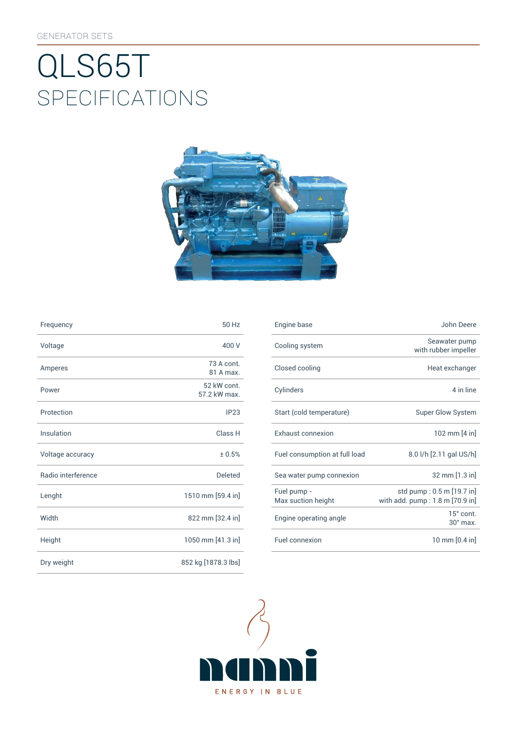GENERATOR SETS

# QLS65T
## SPECIFICATIONS

| | |
|---|---|
| Frequency | 50 Hz |
| Voltage | 400 V |
| Amperes | 73 A cont.<br>81 A max. |
| Power | 52 kW cont.<br>57.2 kW max. |
| Protection | IP23 |
| Insulation | Class H |
| Voltage accuracy | ± 0.5% |
| Radio interference | Deleted |
| Lenght | 1510 mm [59.4 in] |
| Width | 822 mm [32.4 in] |
| Height | 1050 mm [41.3 in] |
| Dry weight | 852 kg [1878.3 lbs] |

| | |
|---|---|
| Engine base | John Deere |
| Cooling system | Seawater pump with rubber impeller |
| Closed cooling | Heat exchanger |
| Cylinders | 4 in line |
| Start (cold temperature) | Super Glow System |
| Exhaust connexion | 102 mm [4 in] |
| Fuel consumption at full load | 8.0 l/h [2.11 gal US/h] |
| Sea water pump connexion | 32 mm [1.3 in] |
| Fuel pump - Max suction height | std pump : 0.5 m [19.7 in]<br>with add. pump : 1.8 m [70.9 in] |
| Engine operating angle | 15° cont.<br>30° max. |
| Fuel connexion | 10 mm [0.4 in] |

nanni

ENERGY IN BLUE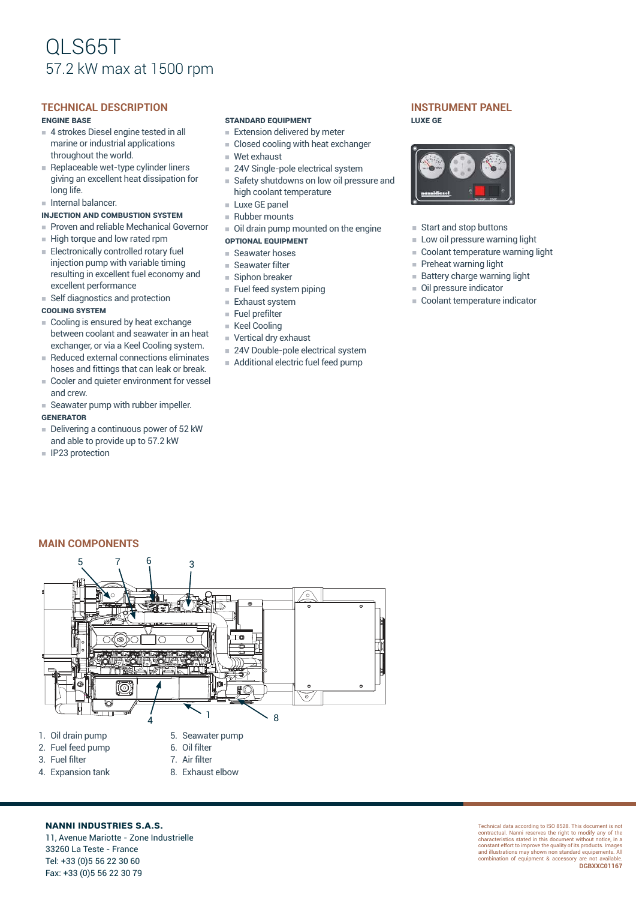# QLS65T

57.2 kW max at 1500 rpm

## TECHNICAL DESCRIPTION

### ENGINE BASE

- 4 strokes Diesel engine tested in all marine or industrial applications throughout the world.
- Replaceable wet-type cylinder liners giving an excellent heat dissipation for long life.
- Internal balancer.

### INJECTION AND COMBUSTION SYSTEM

- Proven and reliable Mechanical Governor
- High torque and low rated rpm
- Electronically controlled rotary fuel injection pump with variable timing resulting in excellent fuel economy and excellent performance
- Self diagnostics and protection

### COOLING SYSTEM

- Cooling is ensured by heat exchange between coolant and seawater in an heat exchanger, or via a Keel Cooling system.
- Reduced external connections eliminates hoses and fittings that can leak or break.
- Cooler and quieter environment for vessel and crew.
- Seawater pump with rubber impeller.

### GENERATOR

- Delivering a continuous power of 52 kW and able to provide up to 57.2 kW
- IP23 protection

### STANDARD EQUIPMENT

- Extension delivered by meter
- Closed cooling with heat exchanger
- Wet exhaust
- 24V Single-pole electrical system
- Safety shutdowns on low oil pressure and high coolant temperature
- Luxe GE panel
- Rubber mounts
- Oil drain pump mounted on the engine

### OPTIONAL EQUIPMENT

- Seawater hoses
- Seawater filter
- Siphon breaker
- Fuel feed system piping
- Exhaust system
- Fuel prefilter
- Keel Cooling
- Vertical dry exhaust
- 24V Double-pole electrical system
- Additional electric fuel feed pump

## INSTRUMENT PANEL

### LUXE GE

- Start and stop buttons
- Low oil pressure warning light
- Coolant temperature warning light
- Preheat warning light
- Battery charge warning light
- Oil pressure indicator
- Coolant temperature indicator

## MAIN COMPONENTS

1. Oil drain pump
2. Fuel feed pump
3. Fuel filter
4. Expansion tank
5. Seawater pump
6. Oil filter
7. Air filter
8. Exhaust elbow

**NANNI INDUSTRIES S.A.S.**
11, Avenue Mariotte - Zone Industrielle
33260 La Teste - France
Tel: +33 (0)5 56 22 30 60
Fax: +33 (0)5 56 22 30 79

Technical data according to ISO 8528. This document is not contractual. Nanni reserves the right to modify any of the characteristics stated in this document without notice, in a constant effort to improve the quality of its products. Images and illustrations may shown non standard equipements. All combination of equipment & accessory are not available.
DGBXXC01167